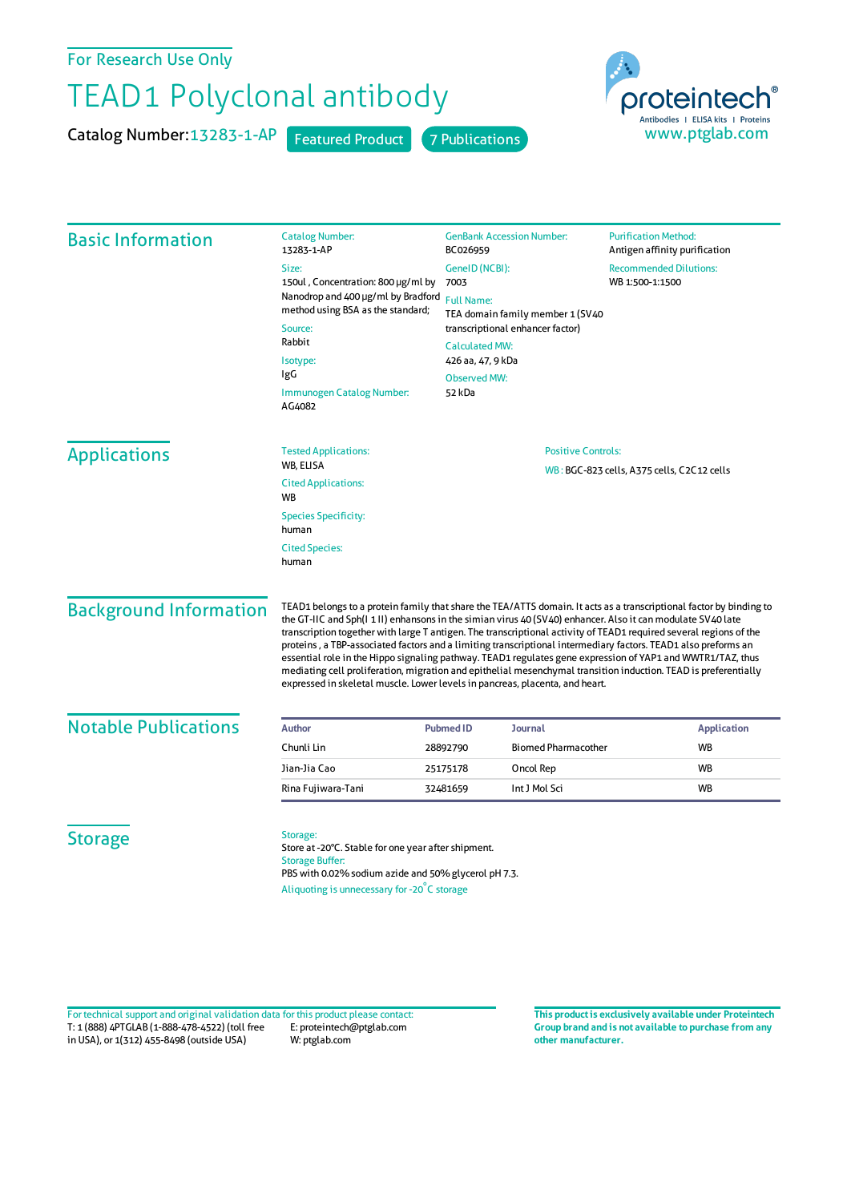For Research Use Only

# TEAD1 Polyclonal antibody

**Catalog Number:** 13283-1-AP   Featured Product   7 Publications

proteintech® Antibodies | ELISA kits | Proteins
www.ptglab.com

## Basic Information

**Catalog Number:**
13283-1-AP

**Size:**
150ul , Concentration: 800 μg/ml by Nanodrop and 400 μg/ml by Bradford method using BSA as the standard;

**Source:**
Rabbit

**Isotype:**
IgG

**Immunogen Catalog Number:**
AG4082

**GenBank Accession Number:**
BC026959

**GeneID (NCBI):**
7003

**Full Name:**
TEA domain family member 1 (SV40 transcriptional enhancer factor)

**Calculated MW:**
426 aa, 47, 9 kDa

**Observed MW:**
52 kDa

**Purification Method:**
Antigen affinity purification

**Recommended Dilutions:**
WB 1:500-1:1500

## Applications

**Tested Applications:**
WB, ELISA

**Cited Applications:**
WB

**Species Specificity:**
human

**Cited Species:**
human

**Positive Controls:**

WB : BGC-823 cells, A375 cells, C2C12 cells

## Background Information

TEAD1 belongs to a protein family that share the TEA/ATTS domain. It acts as a transcriptional factor by binding to the GT-IIC and Sph(I 1 II) enhansons in the simian virus 40 (SV40) enhancer. Also it can modulate SV40 late transcription together with large T antigen. The transcriptional activity of TEAD1 required several regions of the proteins , a TBP-associated factors and a limiting transcriptional intermediary factors. TEAD1 also preforms an essential role in the Hippo signaling pathway. TEAD1 regulates gene expression of YAP1 and WWTR1/TAZ, thus mediating cell proliferation, migration and epithelial mesenchymal transition induction. TEAD is preferentially expressed in skeletal muscle. Lower levels in pancreas, placenta, and heart.

## Notable Publications

| Author | Pubmed ID | Journal | Application |
|---|---|---|---|
| Chunli Lin | 28892790 | Biomed Pharmacother | WB |
| Jian-Jia Cao | 25175178 | Oncol Rep | WB |
| Rina Fujiwara-Tani | 32481659 | Int J Mol Sci | WB |

## Storage

**Storage:**
Store at -20°C. Stable for one year after shipment.

**Storage Buffer:**
PBS with 0.02% sodium azide and 50% glycerol pH 7.3.

Aliquoting is unnecessary for -20°C storage

For technical support and original validation data for this product please contact:
T: 1 (888) 4PTGLAB (1-888-478-4522) (toll free in USA), or 1(312) 455-8498 (outside USA)
E: proteintech@ptglab.com
W: ptglab.com

**This product is exclusively available under Proteintech Group brand and is not available to purchase from any other manufacturer.**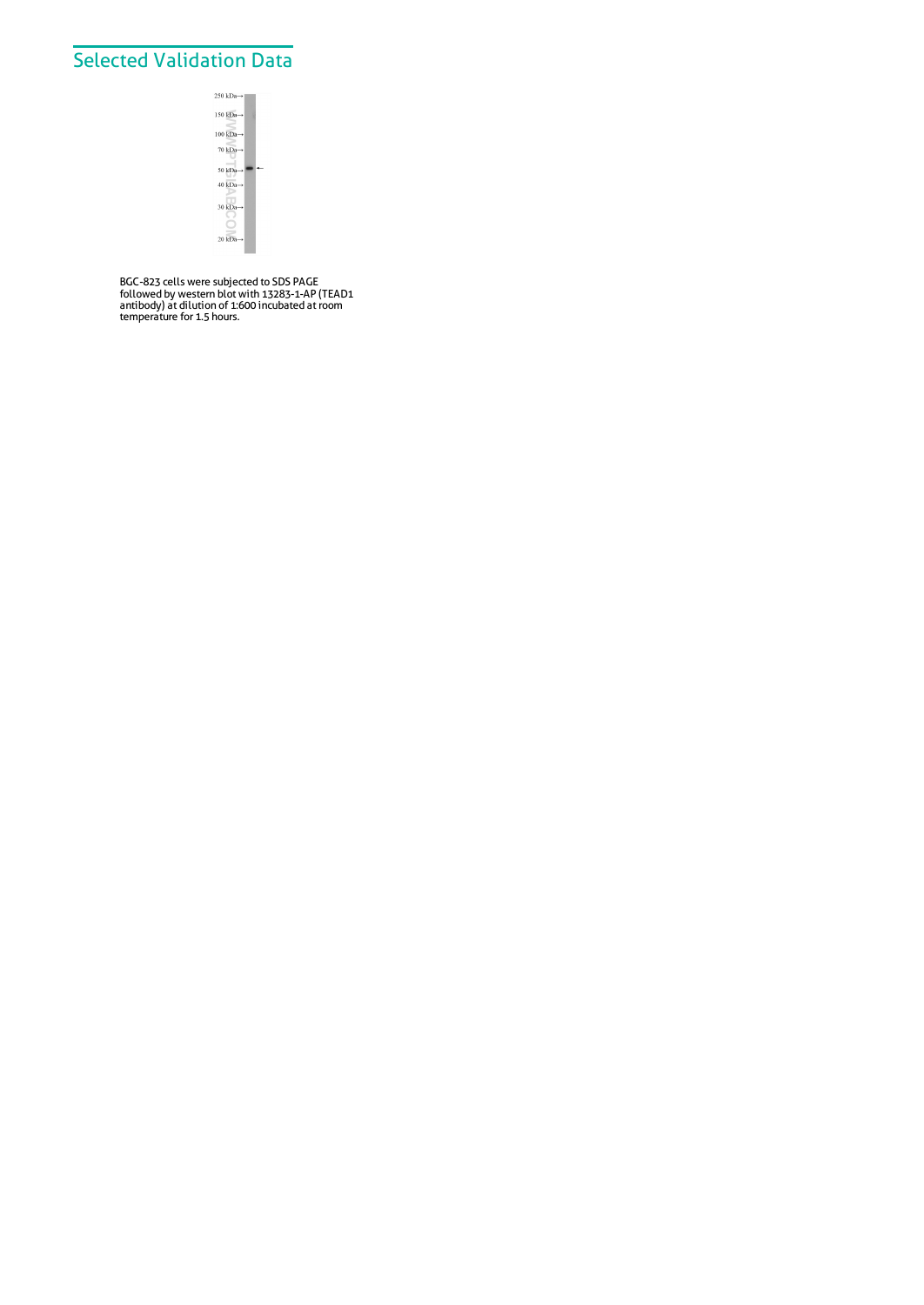## Selected Validation Data

250 kDa→
150 kDa→
100 kDa→
70 kDa→
50 kDa→
40 kDa→
30 kDa→
20 kDa→

BGC-823 cells were subjected to SDS PAGE followed by western blot with 13283-1-AP (TEAD1 antibody) at dilution of 1:600 incubated at room temperature for 1.5 hours.